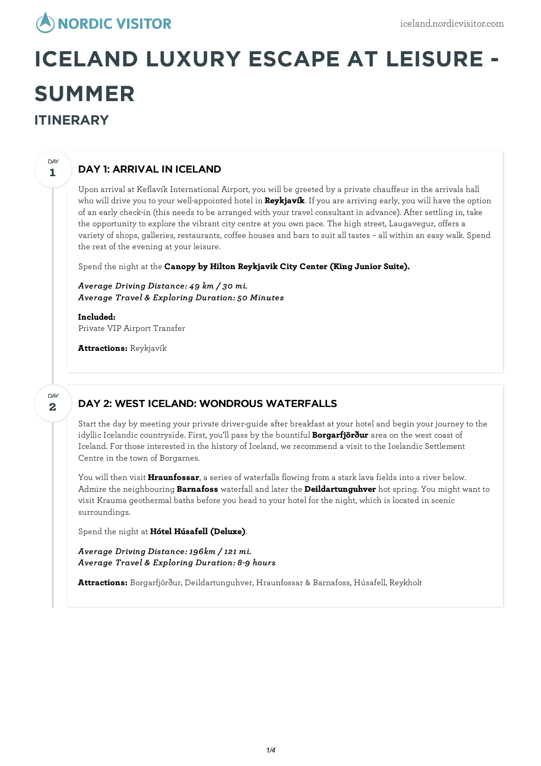# ICELAND LUXURY ESCAPE AT LEISURE - SUMMER

## ITINERARY

DAY 1

### DAY 1: ARRIVAL IN ICELAND

Upon arrival at Keflavík International Airport, you will be greeted by a private chauffeur in the arrivals hall who will drive you to your well-appointed hotel in **Reykjavík**. If you are arriving early, you will have the option of an early check-in (this needs to be arranged with your travel consultant in advance). After settling in, take the opportunity to explore the vibrant city centre at you own pace. The high street, Laugavegur, offers a variety of shops, galleries, restaurants, coffee houses and bars to suit all tastes – all within an easy walk. Spend the rest of the evening at your leisure.

Spend the night at the **Canopy by Hilton Reykjavik City Center (King Junior Suite).**

*Average Driving Distance: 49 km / 30 mi.*
*Average Travel & Exploring Duration: 50 Minutes*

**Included:**
Private VIP Airport Transfer

**Attractions:** Reykjavík

DAY 2

### DAY 2: WEST ICELAND: WONDROUS WATERFALLS

Start the day by meeting your private driver-guide after breakfast at your hotel and begin your journey to the idyllic Icelandic countryside. First, you'll pass by the bountiful **Borgarfjörður** area on the west coast of Iceland. For those interested in the history of Iceland, we recommend a visit to the Icelandic Settlement Centre in the town of Borgarnes.

You will then visit **Hraunfossar**, a series of waterfalls flowing from a stark lava fields into a river below. Admire the neighbouring **Barnafoss** waterfall and later the **Deildartunguhver** hot spring. You might want to visit Krauma geothermal baths before you head to your hotel for the night, which is located in scenic surroundings.

Spend the night at **Hótel Húsafell (Deluxe)**.

*Average Driving Distance: 196km / 121 mi.*
*Average Travel & Exploring Duration: 8-9 hours*

**Attractions:** Borgarfjörður, Deildartunguhver, Hraunfossar & Barnafoss, Húsafell, Reykholt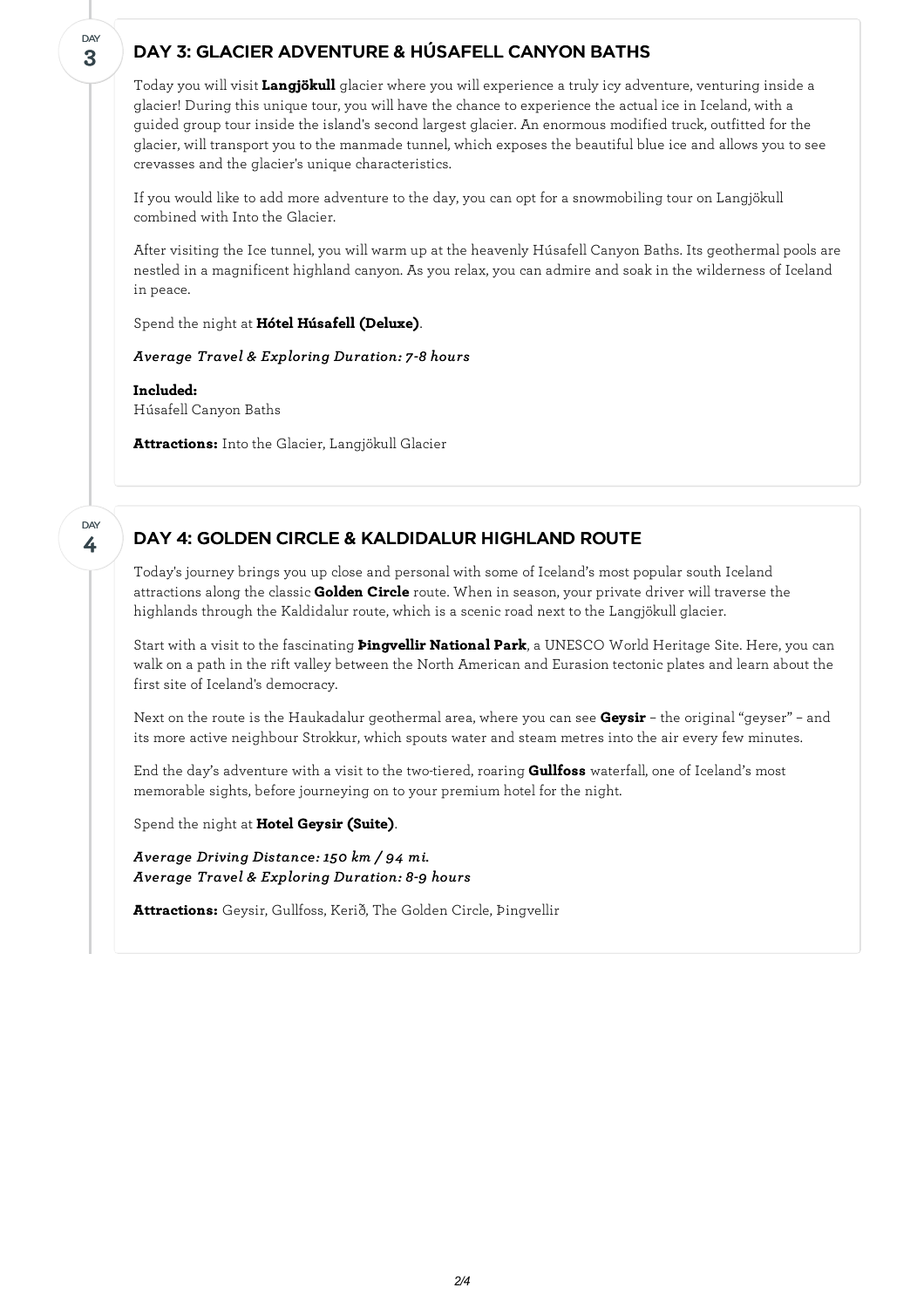DAY 3

## DAY 3: GLACIER ADVENTURE & HÚSAFELL CANYON BATHS

Today you will visit **Langjökull** glacier where you will experience a truly icy adventure, venturing inside a glacier! During this unique tour, you will have the chance to experience the actual ice in Iceland, with a guided group tour inside the island's second largest glacier. An enormous modified truck, outfitted for the glacier, will transport you to the manmade tunnel, which exposes the beautiful blue ice and allows you to see crevasses and the glacier's unique characteristics.

If you would like to add more adventure to the day, you can opt for a snowmobiling tour on Langjökull combined with Into the Glacier.

After visiting the Ice tunnel, you will warm up at the heavenly Húsafell Canyon Baths. Its geothermal pools are nestled in a magnificent highland canyon. As you relax, you can admire and soak in the wilderness of Iceland in peace.

Spend the night at **Hótel Húsafell (Deluxe)**.

***Average Travel & Exploring Duration: 7-8 hours***

**Included:**
Húsafell Canyon Baths

**Attractions:** Into the Glacier, Langjökull Glacier

DAY 4

## DAY 4: GOLDEN CIRCLE & KALDIDALUR HIGHLAND ROUTE

Today's journey brings you up close and personal with some of Iceland's most popular south Iceland attractions along the classic **Golden Circle** route. When in season, your private driver will traverse the highlands through the Kaldidalur route, which is a scenic road next to the Langjökull glacier.

Start with a visit to the fascinating **Þingvellir National Park**, a UNESCO World Heritage Site. Here, you can walk on a path in the rift valley between the North American and Eurasion tectonic plates and learn about the first site of Iceland's democracy.

Next on the route is the Haukadalur geothermal area, where you can see **Geysir** – the original "geyser" – and its more active neighbour Strokkur, which spouts water and steam metres into the air every few minutes.

End the day's adventure with a visit to the two-tiered, roaring **Gullfoss** waterfall, one of Iceland's most memorable sights, before journeying on to your premium hotel for the night.

Spend the night at **Hotel Geysir (Suite)**.

***Average Driving Distance: 150 km / 94 mi.***
***Average Travel & Exploring Duration: 8-9 hours***

**Attractions:** Geysir, Gullfoss, Kerið, The Golden Circle, Þingvellir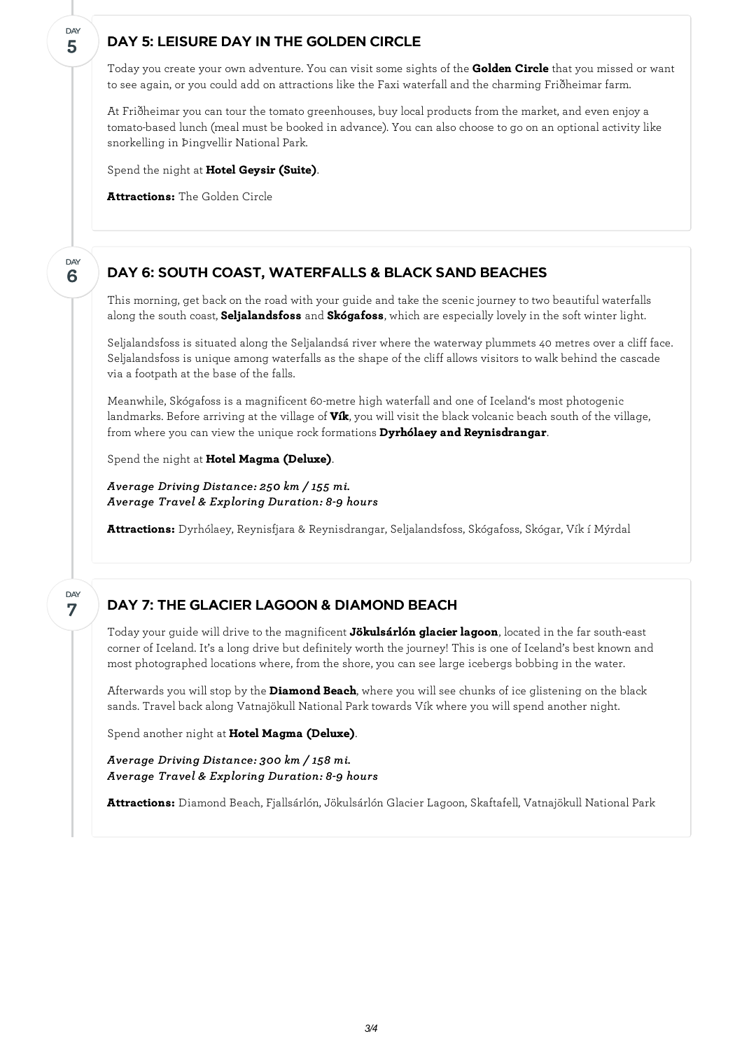## DAY 5: LEISURE DAY IN THE GOLDEN CIRCLE

Today you create your own adventure. You can visit some sights of the **Golden Circle** that you missed or want to see again, or you could add on attractions like the Faxi waterfall and the charming Friðheimar farm.

At Friðheimar you can tour the tomato greenhouses, buy local products from the market, and even enjoy a tomato-based lunch (meal must be booked in advance). You can also choose to go on an optional activity like snorkelling in Þingvellir National Park.

Spend the night at **Hotel Geysir (Suite)**.

**Attractions:** The Golden Circle

## DAY 6: SOUTH COAST, WATERFALLS & BLACK SAND BEACHES

This morning, get back on the road with your guide and take the scenic journey to two beautiful waterfalls along the south coast, **Seljalandsfoss** and **Skógafoss**, which are especially lovely in the soft winter light.

Seljalandsfoss is situated along the Seljalandsá river where the waterway plummets 40 metres over a cliff face. Seljalandsfoss is unique among waterfalls as the shape of the cliff allows visitors to walk behind the cascade via a footpath at the base of the falls.

Meanwhile, Skógafoss is a magnificent 60-metre high waterfall and one of Iceland's most photogenic landmarks. Before arriving at the village of **Vík**, you will visit the black volcanic beach south of the village, from where you can view the unique rock formations **Dyrhólaey and Reynisdrangar**.

Spend the night at **Hotel Magma (Deluxe)**.

***Average Driving Distance: 250 km / 155 mi.***
***Average Travel & Exploring Duration: 8-9 hours***

**Attractions:** Dyrhólaey, Reynisfjara & Reynisdrangar, Seljalandsfoss, Skógafoss, Skógar, Vík í Mýrdal

## DAY 7: THE GLACIER LAGOON & DIAMOND BEACH

Today your guide will drive to the magnificent **Jökulsárlón glacier lagoon**, located in the far south-east corner of Iceland. It's a long drive but definitely worth the journey! This is one of Iceland's best known and most photographed locations where, from the shore, you can see large icebergs bobbing in the water.

Afterwards you will stop by the **Diamond Beach**, where you will see chunks of ice glistening on the black sands. Travel back along Vatnajökull National Park towards Vík where you will spend another night.

Spend another night at **Hotel Magma (Deluxe)**.

***Average Driving Distance: 300 km / 158 mi.***
***Average Travel & Exploring Duration: 8-9 hours***

**Attractions:** Diamond Beach, Fjallsárlón, Jökulsárlón Glacier Lagoon, Skaftafell, Vatnajökull National Park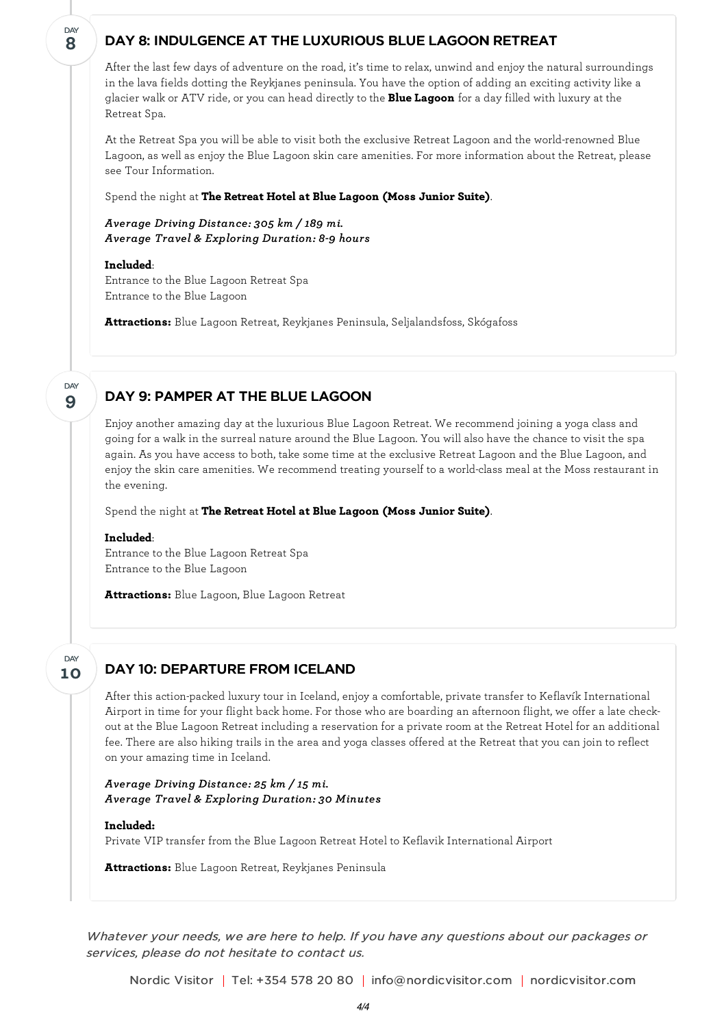## DAY 8: INDULGENCE AT THE LUXURIOUS BLUE LAGOON RETREAT

After the last few days of adventure on the road, it's time to relax, unwind and enjoy the natural surroundings in the lava fields dotting the Reykjanes peninsula. You have the option of adding an exciting activity like a glacier walk or ATV ride, or you can head directly to the **Blue Lagoon** for a day filled with luxury at the Retreat Spa.

At the Retreat Spa you will be able to visit both the exclusive Retreat Lagoon and the world-renowned Blue Lagoon, as well as enjoy the Blue Lagoon skin care amenities. For more information about the Retreat, please see Tour Information.

Spend the night at **The Retreat Hotel at Blue Lagoon (Moss Junior Suite)**.

*Average Driving Distance: 305 km / 189 mi.*
*Average Travel & Exploring Duration: 8-9 hours*

**Included**:
Entrance to the Blue Lagoon Retreat Spa
Entrance to the Blue Lagoon

**Attractions:** Blue Lagoon Retreat, Reykjanes Peninsula, Seljalandsfoss, Skógafoss

## DAY 9: PAMPER AT THE BLUE LAGOON

Enjoy another amazing day at the luxurious Blue Lagoon Retreat. We recommend joining a yoga class and going for a walk in the surreal nature around the Blue Lagoon. You will also have the chance to visit the spa again. As you have access to both, take some time at the exclusive Retreat Lagoon and the Blue Lagoon, and enjoy the skin care amenities. We recommend treating yourself to a world-class meal at the Moss restaurant in the evening.

Spend the night at **The Retreat Hotel at Blue Lagoon (Moss Junior Suite)**.

**Included**:
Entrance to the Blue Lagoon Retreat Spa
Entrance to the Blue Lagoon

**Attractions:** Blue Lagoon, Blue Lagoon Retreat

## DAY 10: DEPARTURE FROM ICELAND

After this action-packed luxury tour in Iceland, enjoy a comfortable, private transfer to Keflavík International Airport in time for your flight back home. For those who are boarding an afternoon flight, we offer a late check-out at the Blue Lagoon Retreat including a reservation for a private room at the Retreat Hotel for an additional fee. There are also hiking trails in the area and yoga classes offered at the Retreat that you can join to reflect on your amazing time in Iceland.

*Average Driving Distance: 25 km / 15 mi.*
*Average Travel & Exploring Duration: 30 Minutes*

**Included:**
Private VIP transfer from the Blue Lagoon Retreat Hotel to Keflavik International Airport

**Attractions:** Blue Lagoon Retreat, Reykjanes Peninsula

*Whatever your needs, we are here to help. If you have any questions about our packages or services, please do not hesitate to contact us.*

Nordic Visitor | Tel: +354 578 20 80 | info@nordicvisitor.com | nordicvisitor.com